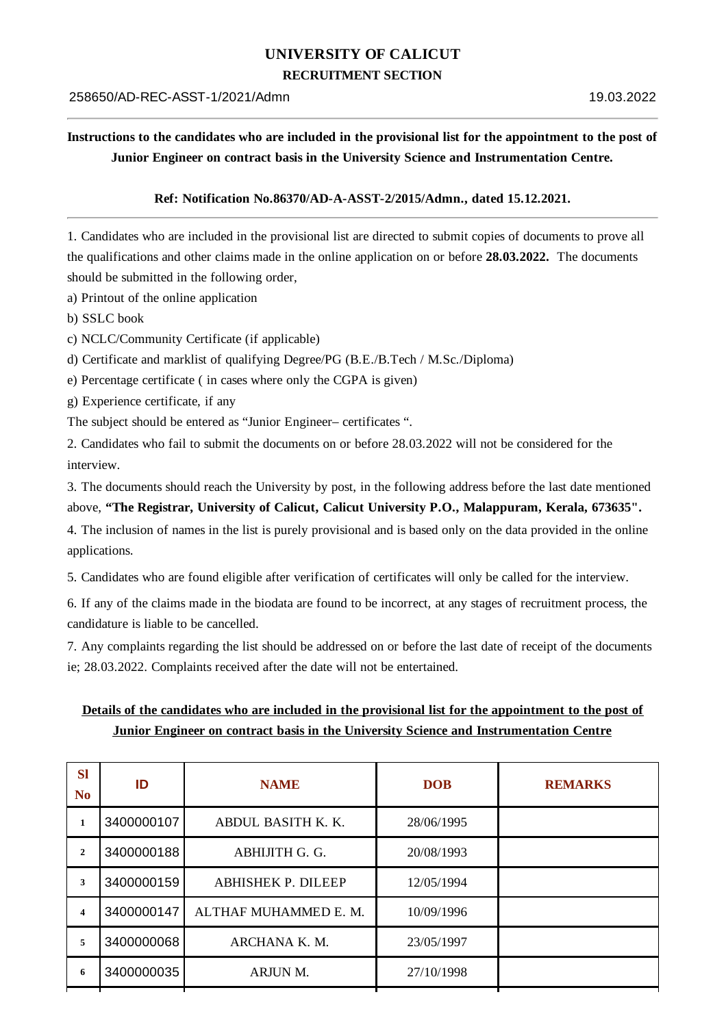# UNIVERSITY OF CALICUT

## RECRUITMENT SECTION

258650/AD-REC-ASST-1/2021/Admn 19.03.2022

**Instructions to the candidates who are included in the provisional list for the appointment to the post of Junior Engineer on contract basis in the University Science and Instrumentation Centre.**

**Ref: Notification No.86370/AD-A-ASST-2/2015/Admn., dated 15.12.2021.**

1. Candidates who are included in the provisional list are directed to submit copies of documents to prove all the qualifications and other claims made in the online application on or before **28.03.2022.** The documents should be submitted in the following order,

a) Printout of the online application

b) SSLC book

c) NCLC/Community Certificate (if applicable)

d) Certificate and marklist of qualifying Degree/PG (B.E./B.Tech / M.Sc./Diploma)

e) Percentage certificate ( in cases where only the CGPA is given)

g) Experience certificate, if any

The subject should be entered as "Junior Engineer– certificates ".

2. Candidates who fail to submit the documents on or before 28.03.2022 will not be considered for the interview.

3. The documents should reach the University by post, in the following address before the last date mentioned above, **"The Registrar, University of Calicut, Calicut University P.O., Malappuram, Kerala, 673635".**

4. The inclusion of names in the list is purely provisional and is based only on the data provided in the online applications.

5. Candidates who are found eligible after verification of certificates will only be called for the interview.

6. If any of the claims made in the biodata are found to be incorrect, at any stages of recruitment process, the candidature is liable to be cancelled.

7. Any complaints regarding the list should be addressed on or before the last date of receipt of the documents ie; 28.03.2022. Complaints received after the date will not be entertained.

**Details of the candidates who are included in the provisional list for the appointment to the post of Junior Engineer on contract basis in the University Science and Instrumentation Centre**

| Sl No | ID | NAME | DOB | REMARKS |
|---|---|---|---|---|
| 1 | 3400000107 | ABDUL BASITH K. K. | 28/06/1995 | |
| 2 | 3400000188 | ABHIJITH G. G. | 20/08/1993 | |
| 3 | 3400000159 | ABHISHEK P. DILEEP | 12/05/1994 | |
| 4 | 3400000147 | ALTHAF MUHAMMED E. M. | 10/09/1996 | |
| 5 | 3400000068 | ARCHANA K. M. | 23/05/1997 | |
| 6 | 3400000035 | ARJUN M. | 27/10/1998 | |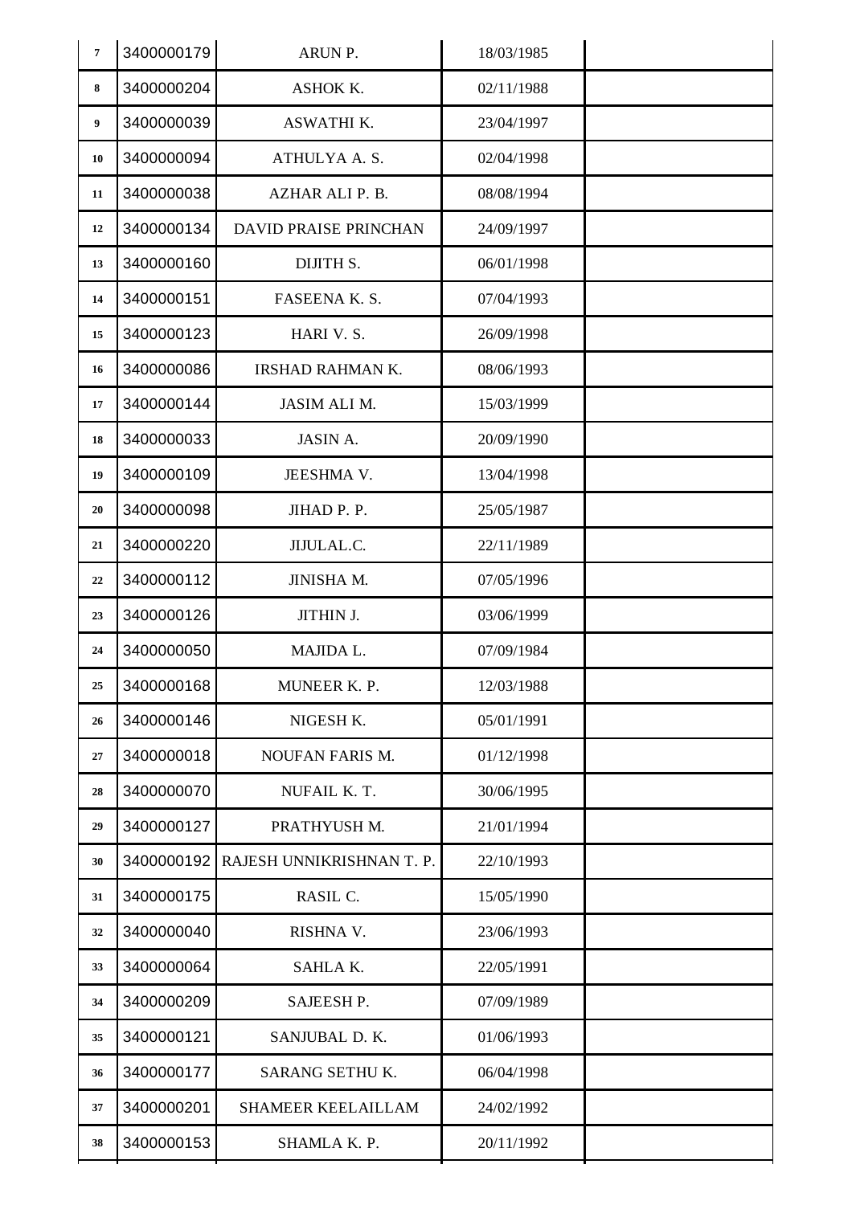| | | | | |
|---|---|---|---|---|
| 7 | 3400000179 | ARUN P. | 18/03/1985 | |
| 8 | 3400000204 | ASHOK K. | 02/11/1988 | |
| 9 | 3400000039 | ASWATHI K. | 23/04/1997 | |
| 10 | 3400000094 | ATHULYA A. S. | 02/04/1998 | |
| 11 | 3400000038 | AZHAR ALI P. B. | 08/08/1994 | |
| 12 | 3400000134 | DAVID PRAISE PRINCHAN | 24/09/1997 | |
| 13 | 3400000160 | DIJITH S. | 06/01/1998 | |
| 14 | 3400000151 | FASEENA K. S. | 07/04/1993 | |
| 15 | 3400000123 | HARI V. S. | 26/09/1998 | |
| 16 | 3400000086 | IRSHAD RAHMAN K. | 08/06/1993 | |
| 17 | 3400000144 | JASIM ALI M. | 15/03/1999 | |
| 18 | 3400000033 | JASIN A. | 20/09/1990 | |
| 19 | 3400000109 | JEESHMA V. | 13/04/1998 | |
| 20 | 3400000098 | JIHAD P. P. | 25/05/1987 | |
| 21 | 3400000220 | JIJULAL.C. | 22/11/1989 | |
| 22 | 3400000112 | JINISHA M. | 07/05/1996 | |
| 23 | 3400000126 | JITHIN J. | 03/06/1999 | |
| 24 | 3400000050 | MAJIDA L. | 07/09/1984 | |
| 25 | 3400000168 | MUNEER K. P. | 12/03/1988 | |
| 26 | 3400000146 | NIGESH K. | 05/01/1991 | |
| 27 | 3400000018 | NOUFAN FARIS M. | 01/12/1998 | |
| 28 | 3400000070 | NUFAIL K. T. | 30/06/1995 | |
| 29 | 3400000127 | PRATHYUSH M. | 21/01/1994 | |
| 30 | 3400000192 | RAJESH UNNIKRISHNAN T. P. | 22/10/1993 | |
| 31 | 3400000175 | RASIL C. | 15/05/1990 | |
| 32 | 3400000040 | RISHNA V. | 23/06/1993 | |
| 33 | 3400000064 | SAHLA K. | 22/05/1991 | |
| 34 | 3400000209 | SAJEESH P. | 07/09/1989 | |
| 35 | 3400000121 | SANJUBAL D. K. | 01/06/1993 | |
| 36 | 3400000177 | SARANG SETHU K. | 06/04/1998 | |
| 37 | 3400000201 | SHAMEER KEELAILLAM | 24/02/1992 | |
| 38 | 3400000153 | SHAMLA K. P. | 20/11/1992 | |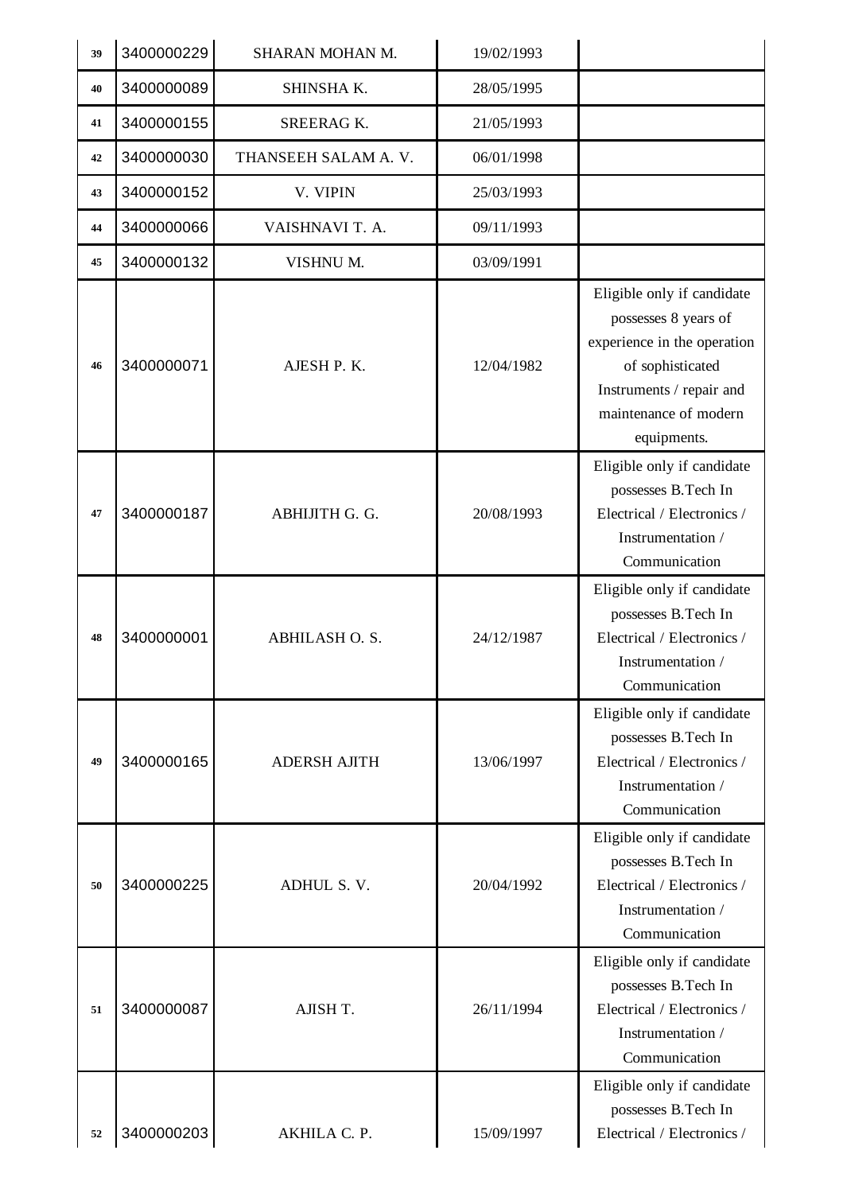| | | | | |
|---|---|---|---|---|
| 39 | 3400000229 | SHARAN MOHAN M. | 19/02/1993 | |
| 40 | 3400000089 | SHINSHA K. | 28/05/1995 | |
| 41 | 3400000155 | SREERAG K. | 21/05/1993 | |
| 42 | 3400000030 | THANSEEH SALAM A. V. | 06/01/1998 | |
| 43 | 3400000152 | V. VIPIN | 25/03/1993 | |
| 44 | 3400000066 | VAISHNAVI T. A. | 09/11/1993 | |
| 45 | 3400000132 | VISHNU M. | 03/09/1991 | |
| 46 | 3400000071 | AJESH P. K. | 12/04/1982 | Eligible only if candidate possesses 8 years of experience in the operation of sophisticated Instruments / repair and maintenance of modern equipments. |
| 47 | 3400000187 | ABHIJITH G. G. | 20/08/1993 | Eligible only if candidate possesses B.Tech In Electrical / Electronics / Instrumentation / Communication |
| 48 | 3400000001 | ABHILASH O. S. | 24/12/1987 | Eligible only if candidate possesses B.Tech In Electrical / Electronics / Instrumentation / Communication |
| 49 | 3400000165 | ADERSH AJITH | 13/06/1997 | Eligible only if candidate possesses B.Tech In Electrical / Electronics / Instrumentation / Communication |
| 50 | 3400000225 | ADHUL S. V. | 20/04/1992 | Eligible only if candidate possesses B.Tech In Electrical / Electronics / Instrumentation / Communication |
| 51 | 3400000087 | AJISH T. | 26/11/1994 | Eligible only if candidate possesses B.Tech In Electrical / Electronics / Instrumentation / Communication |
| 52 | 3400000203 | AKHILA C. P. | 15/09/1997 | Eligible only if candidate possesses B.Tech In Electrical / Electronics / |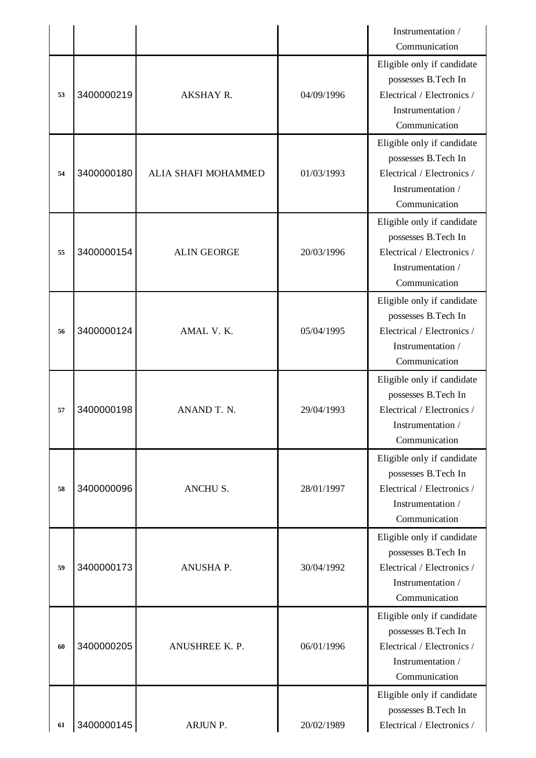| | | | | Instrumentation / Communication |
|---|---|---|---|---|
| 53 | 3400000219 | AKSHAY R. | 04/09/1996 | Eligible only if candidate possesses B.Tech In Electrical / Electronics / Instrumentation / Communication |
| 54 | 3400000180 | ALIA SHAFI MOHAMMED | 01/03/1993 | Eligible only if candidate possesses B.Tech In Electrical / Electronics / Instrumentation / Communication |
| 55 | 3400000154 | ALIN GEORGE | 20/03/1996 | Eligible only if candidate possesses B.Tech In Electrical / Electronics / Instrumentation / Communication |
| 56 | 3400000124 | AMAL V. K. | 05/04/1995 | Eligible only if candidate possesses B.Tech In Electrical / Electronics / Instrumentation / Communication |
| 57 | 3400000198 | ANAND T. N. | 29/04/1993 | Eligible only if candidate possesses B.Tech In Electrical / Electronics / Instrumentation / Communication |
| 58 | 3400000096 | ANCHU S. | 28/01/1997 | Eligible only if candidate possesses B.Tech In Electrical / Electronics / Instrumentation / Communication |
| 59 | 3400000173 | ANUSHA P. | 30/04/1992 | Eligible only if candidate possesses B.Tech In Electrical / Electronics / Instrumentation / Communication |
| 60 | 3400000205 | ANUSHREE K. P. | 06/01/1996 | Eligible only if candidate possesses B.Tech In Electrical / Electronics / Instrumentation / Communication |
| 61 | 3400000145 | ARJUN P. | 20/02/1989 | Eligible only if candidate possesses B.Tech In Electrical / Electronics / |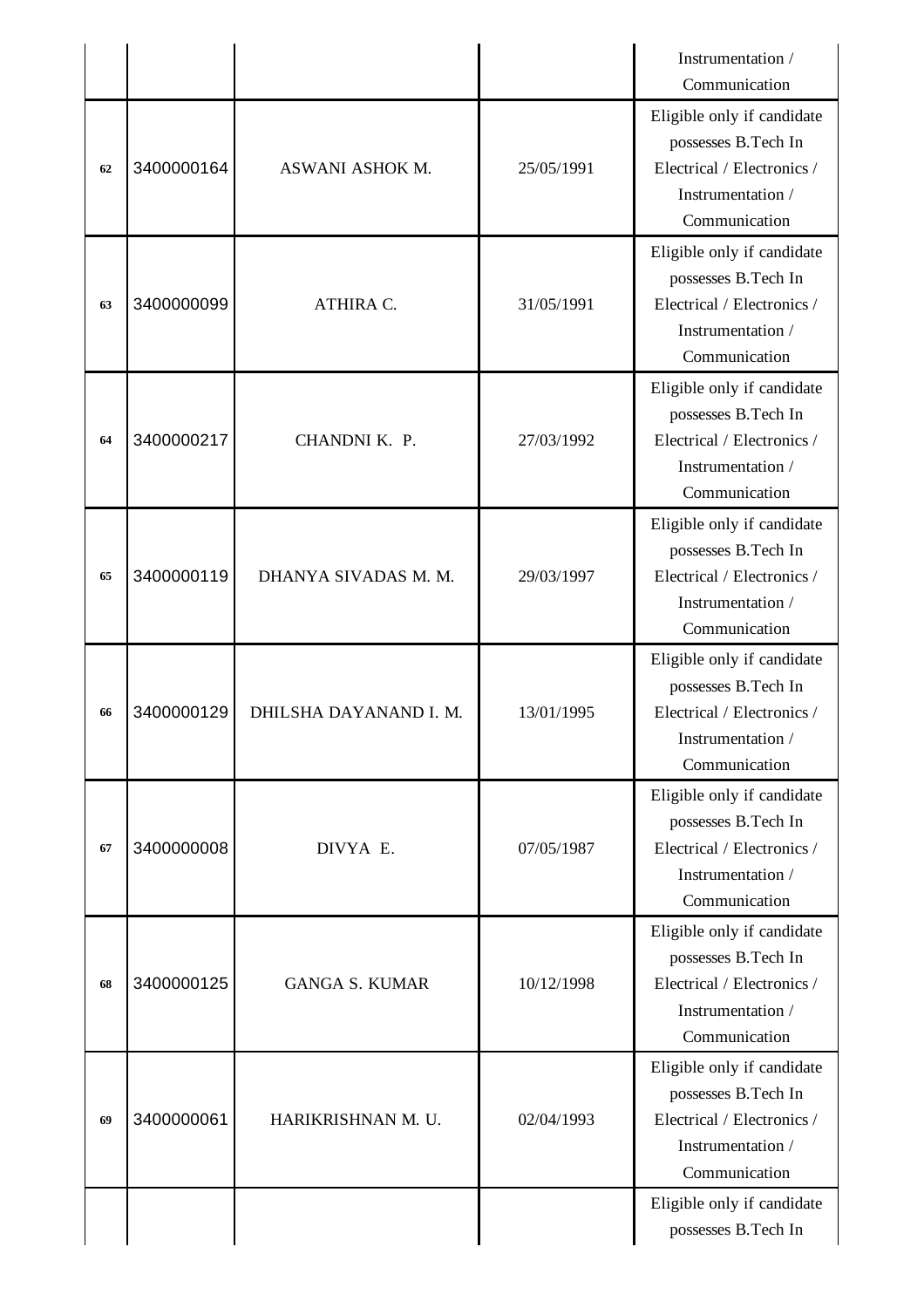| | | | | Instrumentation / Communication |
|---|---|---|---|---|
| 62 | 3400000164 | ASWANI ASHOK M. | 25/05/1991 | Eligible only if candidate possesses B.Tech In Electrical / Electronics / Instrumentation / Communication |
| 63 | 3400000099 | ATHIRA C. | 31/05/1991 | Eligible only if candidate possesses B.Tech In Electrical / Electronics / Instrumentation / Communication |
| 64 | 3400000217 | CHANDNI K. P. | 27/03/1992 | Eligible only if candidate possesses B.Tech In Electrical / Electronics / Instrumentation / Communication |
| 65 | 3400000119 | DHANYA SIVADAS M. M. | 29/03/1997 | Eligible only if candidate possesses B.Tech In Electrical / Electronics / Instrumentation / Communication |
| 66 | 3400000129 | DHILSHA DAYANAND I. M. | 13/01/1995 | Eligible only if candidate possesses B.Tech In Electrical / Electronics / Instrumentation / Communication |
| 67 | 3400000008 | DIVYA E. | 07/05/1987 | Eligible only if candidate possesses B.Tech In Electrical / Electronics / Instrumentation / Communication |
| 68 | 3400000125 | GANGA S. KUMAR | 10/12/1998 | Eligible only if candidate possesses B.Tech In Electrical / Electronics / Instrumentation / Communication |
| 69 | 3400000061 | HARIKRISHNAN M. U. | 02/04/1993 | Eligible only if candidate possesses B.Tech In Electrical / Electronics / Instrumentation / Communication |
| | | | | Eligible only if candidate possesses B.Tech In |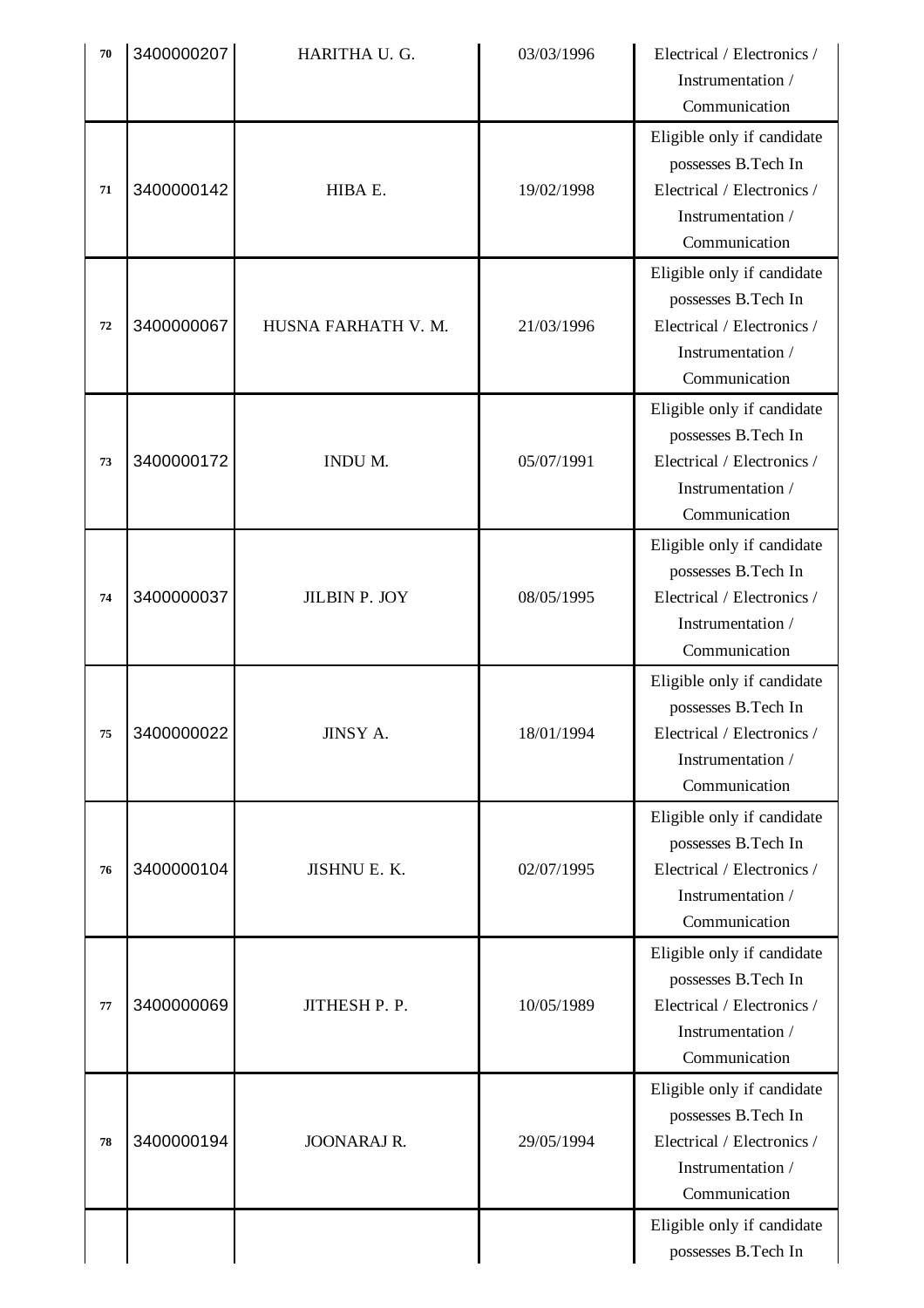| 70 | 3400000207 | HARITHA U. G. | 03/03/1996 | Electrical / Electronics / Instrumentation / Communication |
|---|---|---|---|---|
| 71 | 3400000142 | HIBA E. | 19/02/1998 | Eligible only if candidate possesses B.Tech In Electrical / Electronics / Instrumentation / Communication |
| 72 | 3400000067 | HUSNA FARHATH V. M. | 21/03/1996 | Eligible only if candidate possesses B.Tech In Electrical / Electronics / Instrumentation / Communication |
| 73 | 3400000172 | INDU M. | 05/07/1991 | Eligible only if candidate possesses B.Tech In Electrical / Electronics / Instrumentation / Communication |
| 74 | 3400000037 | JILBIN P. JOY | 08/05/1995 | Eligible only if candidate possesses B.Tech In Electrical / Electronics / Instrumentation / Communication |
| 75 | 3400000022 | JINSY A. | 18/01/1994 | Eligible only if candidate possesses B.Tech In Electrical / Electronics / Instrumentation / Communication |
| 76 | 3400000104 | JISHNU E. K. | 02/07/1995 | Eligible only if candidate possesses B.Tech In Electrical / Electronics / Instrumentation / Communication |
| 77 | 3400000069 | JITHESH P. P. | 10/05/1989 | Eligible only if candidate possesses B.Tech In Electrical / Electronics / Instrumentation / Communication |
| 78 | 3400000194 | JOONARAJ R. | 29/05/1994 | Eligible only if candidate possesses B.Tech In Electrical / Electronics / Instrumentation / Communication |
| | | | | Eligible only if candidate possesses B.Tech In |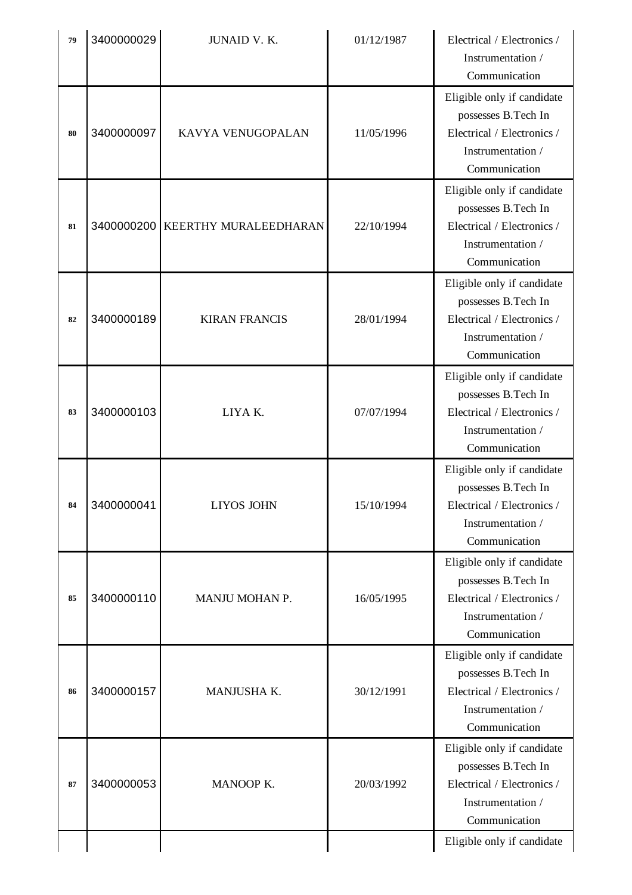| 79 | 3400000029 | JUNAID V. K. | 01/12/1987 | Electrical / Electronics / Instrumentation / Communication |
|---|---|---|---|---|
| 80 | 3400000097 | KAVYA VENUGOPALAN | 11/05/1996 | Eligible only if candidate possesses B.Tech In Electrical / Electronics / Instrumentation / Communication |
| 81 | 3400000200 | KEERTHY MURALEEDHARAN | 22/10/1994 | Eligible only if candidate possesses B.Tech In Electrical / Electronics / Instrumentation / Communication |
| 82 | 3400000189 | KIRAN FRANCIS | 28/01/1994 | Eligible only if candidate possesses B.Tech In Electrical / Electronics / Instrumentation / Communication |
| 83 | 3400000103 | LIYA K. | 07/07/1994 | Eligible only if candidate possesses B.Tech In Electrical / Electronics / Instrumentation / Communication |
| 84 | 3400000041 | LIYOS JOHN | 15/10/1994 | Eligible only if candidate possesses B.Tech In Electrical / Electronics / Instrumentation / Communication |
| 85 | 3400000110 | MANJU MOHAN P. | 16/05/1995 | Eligible only if candidate possesses B.Tech In Electrical / Electronics / Instrumentation / Communication |
| 86 | 3400000157 | MANJUSHA K. | 30/12/1991 | Eligible only if candidate possesses B.Tech In Electrical / Electronics / Instrumentation / Communication |
| 87 | 3400000053 | MANOOP K. | 20/03/1992 | Eligible only if candidate possesses B.Tech In Electrical / Electronics / Instrumentation / Communication |
| | | | | Eligible only if candidate |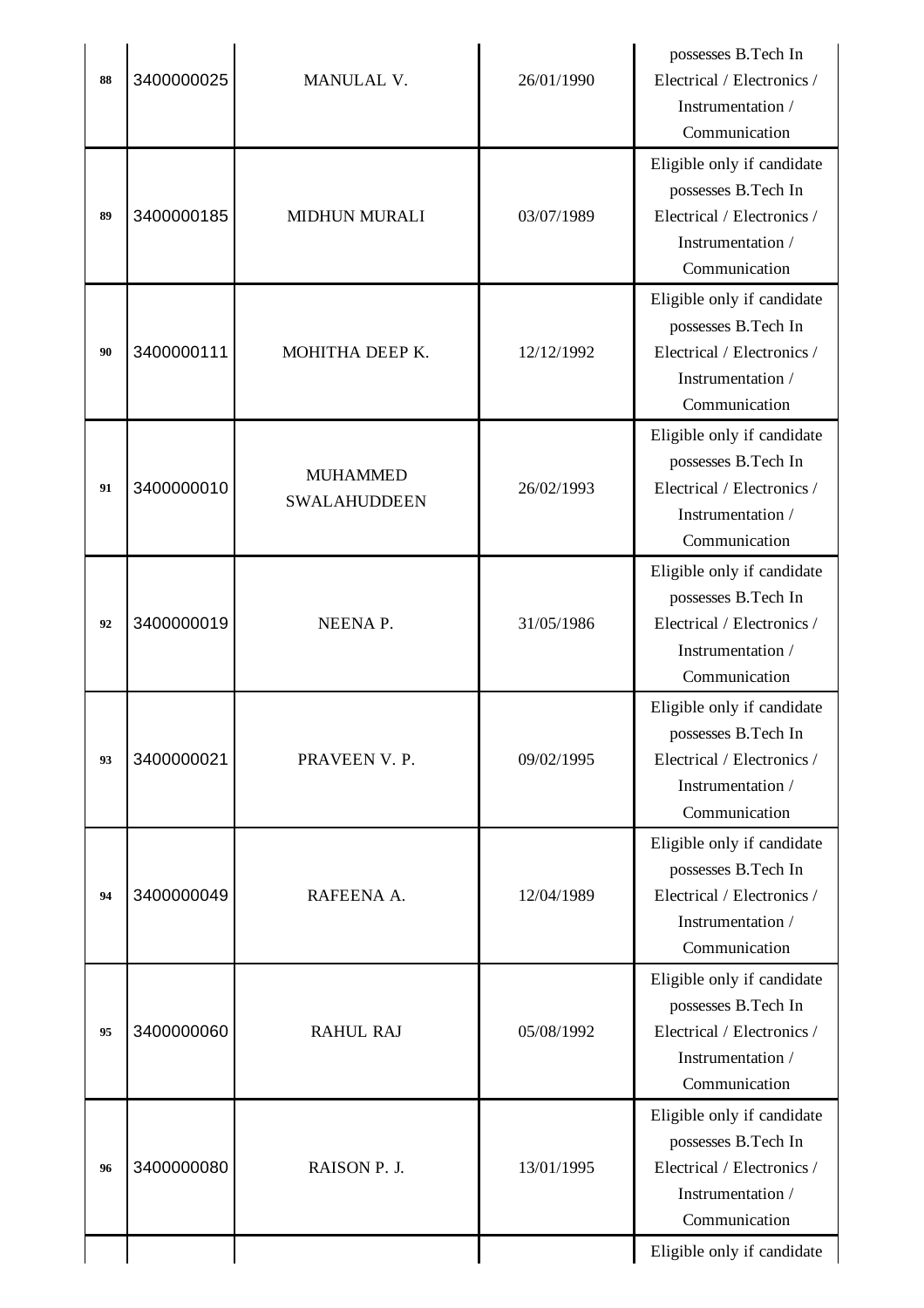| | | | | |
|---|---|---|---|---|
| 88 | 3400000025 | MANULAL V. | 26/01/1990 | possesses B.Tech In Electrical / Electronics / Instrumentation / Communication |
| 89 | 3400000185 | MIDHUN MURALI | 03/07/1989 | Eligible only if candidate possesses B.Tech In Electrical / Electronics / Instrumentation / Communication |
| 90 | 3400000111 | MOHITHA DEEP K. | 12/12/1992 | Eligible only if candidate possesses B.Tech In Electrical / Electronics / Instrumentation / Communication |
| 91 | 3400000010 | MUHAMMED SWALAHUDDEEN | 26/02/1993 | Eligible only if candidate possesses B.Tech In Electrical / Electronics / Instrumentation / Communication |
| 92 | 3400000019 | NEENA P. | 31/05/1986 | Eligible only if candidate possesses B.Tech In Electrical / Electronics / Instrumentation / Communication |
| 93 | 3400000021 | PRAVEEN V. P. | 09/02/1995 | Eligible only if candidate possesses B.Tech In Electrical / Electronics / Instrumentation / Communication |
| 94 | 3400000049 | RAFEENA A. | 12/04/1989 | Eligible only if candidate possesses B.Tech In Electrical / Electronics / Instrumentation / Communication |
| 95 | 3400000060 | RAHUL RAJ | 05/08/1992 | Eligible only if candidate possesses B.Tech In Electrical / Electronics / Instrumentation / Communication |
| 96 | 3400000080 | RAISON P. J. | 13/01/1995 | Eligible only if candidate possesses B.Tech In Electrical / Electronics / Instrumentation / Communication |
| | | | | Eligible only if candidate |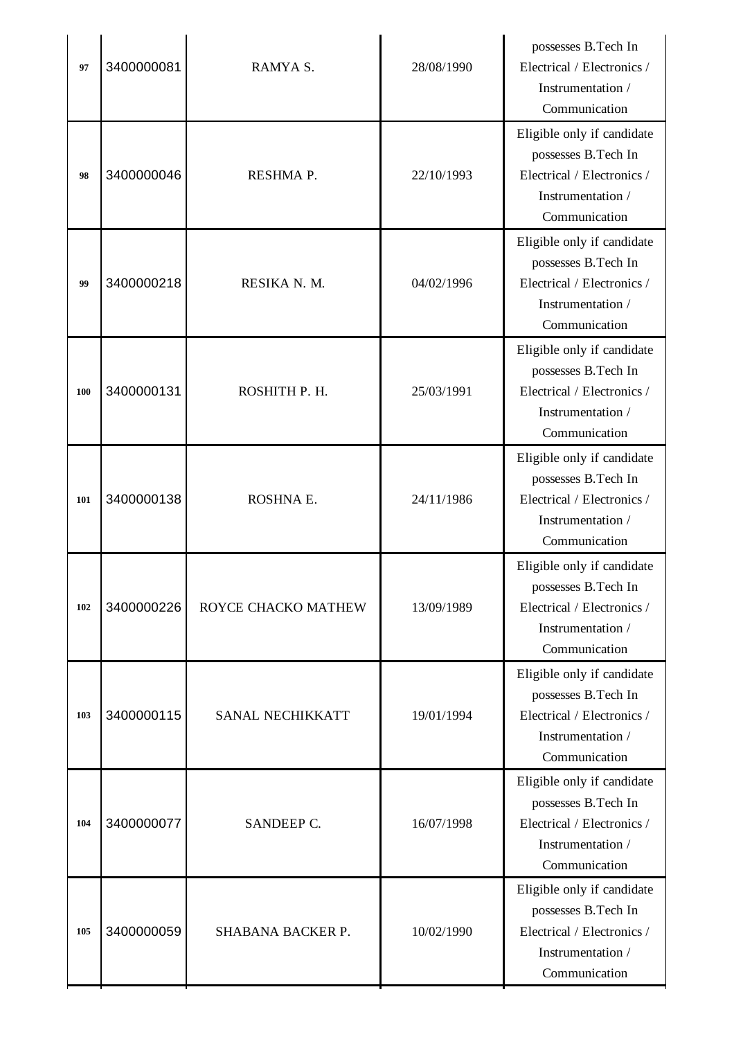| | | | | |
|---|---|---|---|---|
| 97 | 3400000081 | RAMYA S. | 28/08/1990 | possesses B.Tech In Electrical / Electronics / Instrumentation / Communication |
| 98 | 3400000046 | RESHMA P. | 22/10/1993 | Eligible only if candidate possesses B.Tech In Electrical / Electronics / Instrumentation / Communication |
| 99 | 3400000218 | RESIKA N. M. | 04/02/1996 | Eligible only if candidate possesses B.Tech In Electrical / Electronics / Instrumentation / Communication |
| 100 | 3400000131 | ROSHITH P. H. | 25/03/1991 | Eligible only if candidate possesses B.Tech In Electrical / Electronics / Instrumentation / Communication |
| 101 | 3400000138 | ROSHNA E. | 24/11/1986 | Eligible only if candidate possesses B.Tech In Electrical / Electronics / Instrumentation / Communication |
| 102 | 3400000226 | ROYCE CHACKO MATHEW | 13/09/1989 | Eligible only if candidate possesses B.Tech In Electrical / Electronics / Instrumentation / Communication |
| 103 | 3400000115 | SANAL NECHIKKATT | 19/01/1994 | Eligible only if candidate possesses B.Tech In Electrical / Electronics / Instrumentation / Communication |
| 104 | 3400000077 | SANDEEP C. | 16/07/1998 | Eligible only if candidate possesses B.Tech In Electrical / Electronics / Instrumentation / Communication |
| 105 | 3400000059 | SHABANA BACKER P. | 10/02/1990 | Eligible only if candidate possesses B.Tech In Electrical / Electronics / Instrumentation / Communication |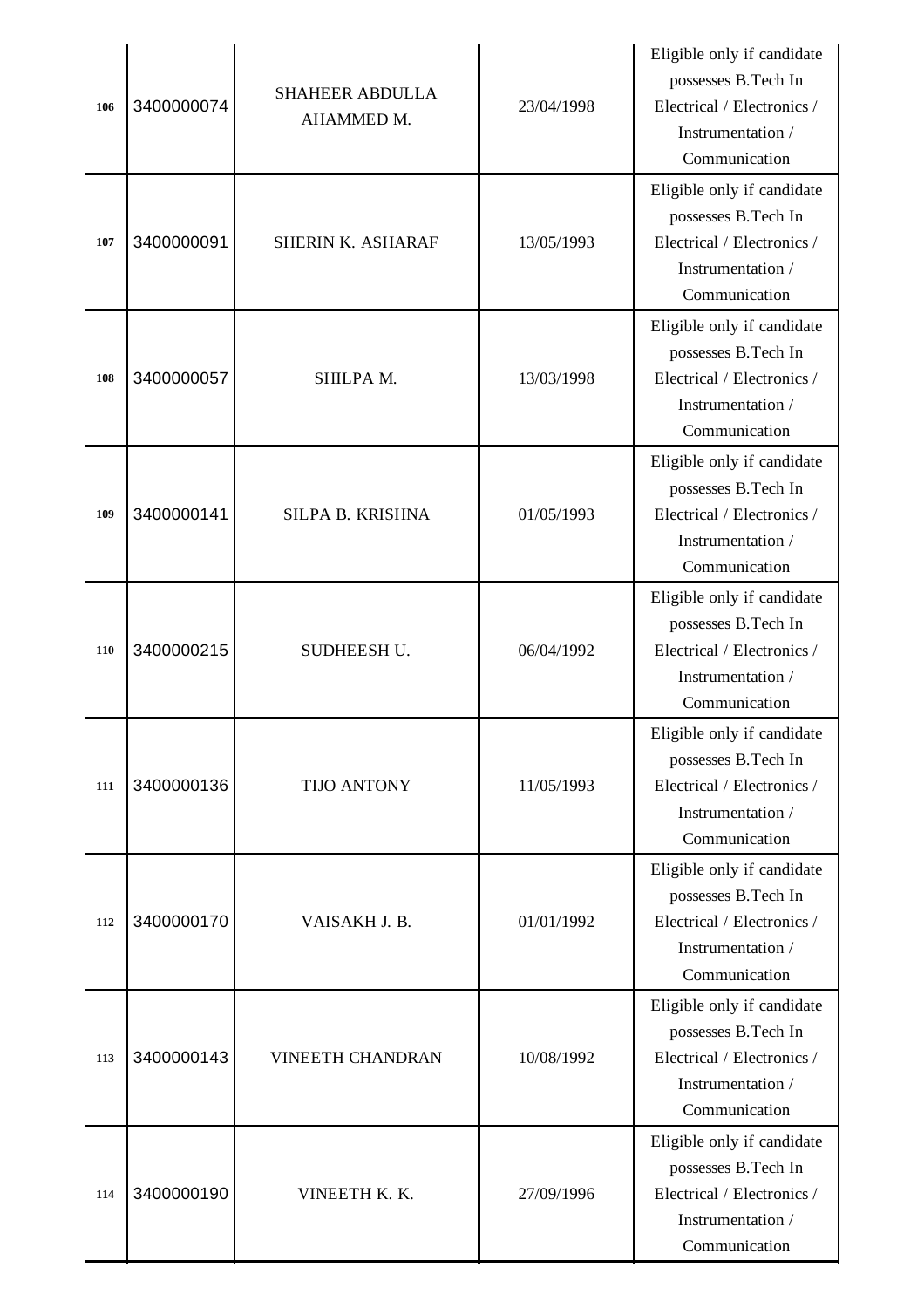| | | | | |
|---|---|---|---|---|
| 106 | 3400000074 | SHAHEER ABDULLA AHAMMED M. | 23/04/1998 | Eligible only if candidate possesses B.Tech In Electrical / Electronics / Instrumentation / Communication |
| 107 | 3400000091 | SHERIN K. ASHARAF | 13/05/1993 | Eligible only if candidate possesses B.Tech In Electrical / Electronics / Instrumentation / Communication |
| 108 | 3400000057 | SHILPA M. | 13/03/1998 | Eligible only if candidate possesses B.Tech In Electrical / Electronics / Instrumentation / Communication |
| 109 | 3400000141 | SILPA B. KRISHNA | 01/05/1993 | Eligible only if candidate possesses B.Tech In Electrical / Electronics / Instrumentation / Communication |
| 110 | 3400000215 | SUDHEESH U. | 06/04/1992 | Eligible only if candidate possesses B.Tech In Electrical / Electronics / Instrumentation / Communication |
| 111 | 3400000136 | TIJO ANTONY | 11/05/1993 | Eligible only if candidate possesses B.Tech In Electrical / Electronics / Instrumentation / Communication |
| 112 | 3400000170 | VAISAKH J. B. | 01/01/1992 | Eligible only if candidate possesses B.Tech In Electrical / Electronics / Instrumentation / Communication |
| 113 | 3400000143 | VINEETH CHANDRAN | 10/08/1992 | Eligible only if candidate possesses B.Tech In Electrical / Electronics / Instrumentation / Communication |
| 114 | 3400000190 | VINEETH K. K. | 27/09/1996 | Eligible only if candidate possesses B.Tech In Electrical / Electronics / Instrumentation / Communication |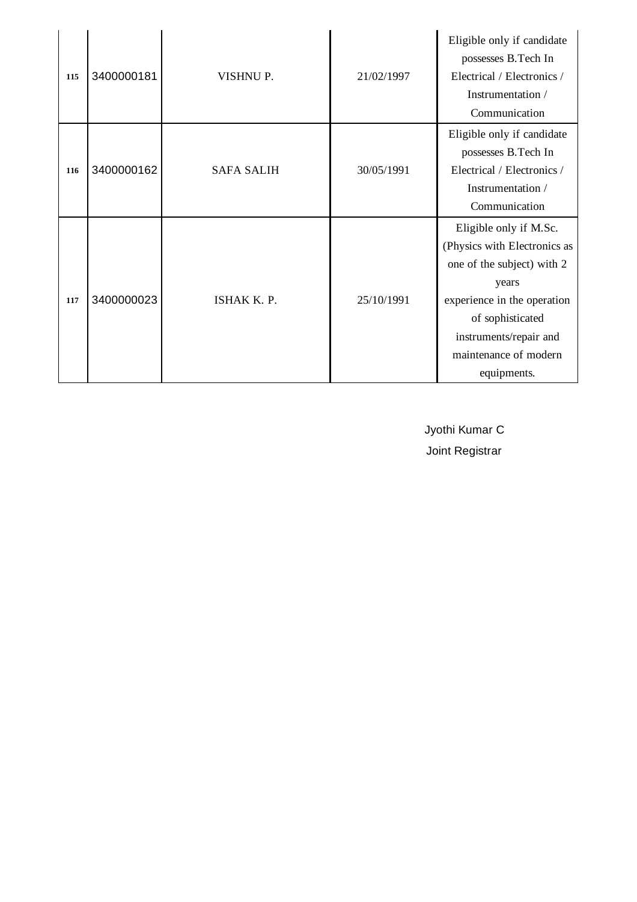| | | | | |
|---|---|---|---|---|
| 115 | 3400000181 | VISHNU P. | 21/02/1997 | Eligible only if candidate possesses B.Tech In Electrical / Electronics / Instrumentation / Communication |
| 116 | 3400000162 | SAFA SALIH | 30/05/1991 | Eligible only if candidate possesses B.Tech In Electrical / Electronics / Instrumentation / Communication |
| 117 | 3400000023 | ISHAK K. P. | 25/10/1991 | Eligible only if M.Sc. (Physics with Electronics as one of the subject) with 2 years experience in the operation of sophisticated instruments/repair and maintenance of modern equipments. |

Jyothi Kumar C

Joint Registrar